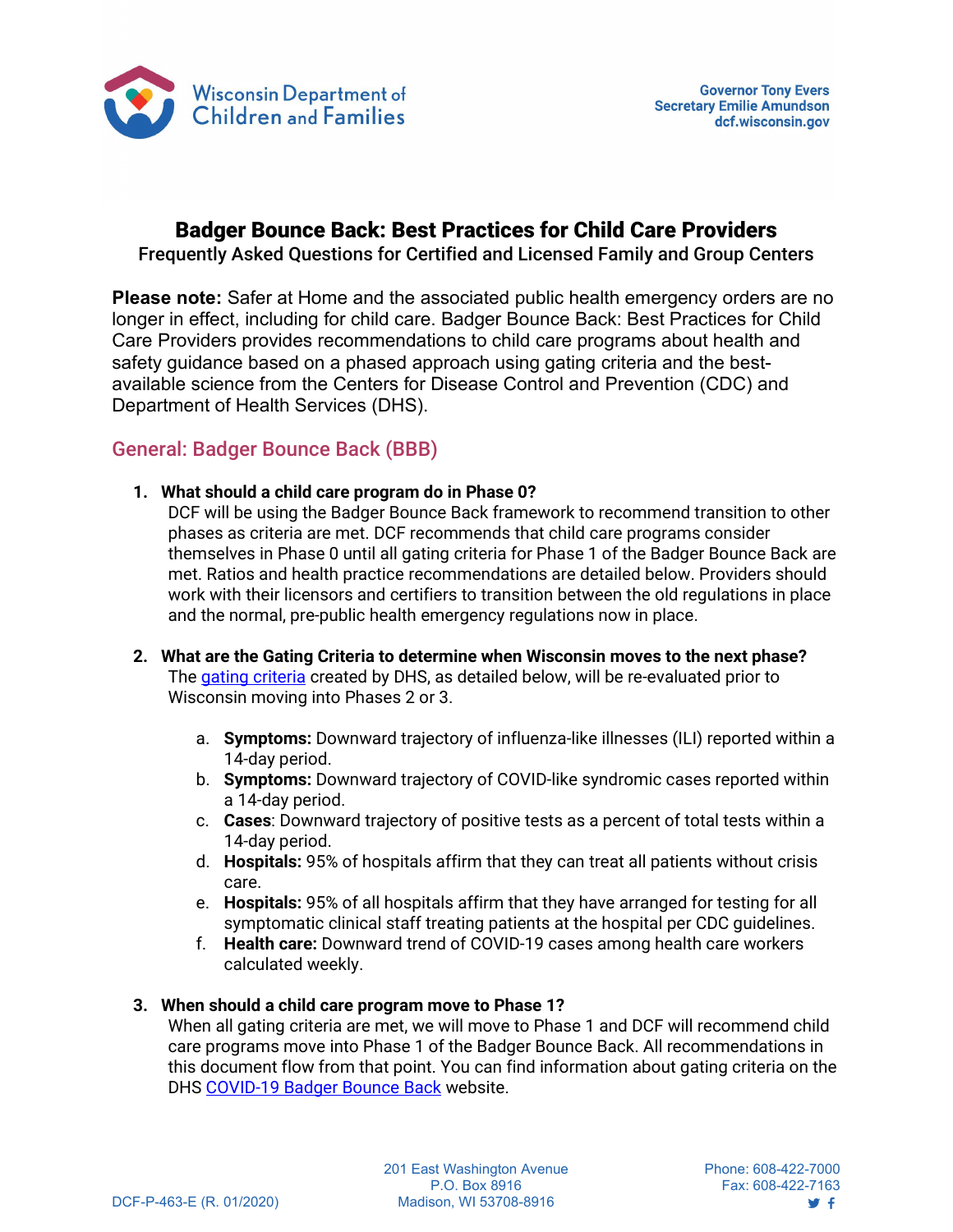# Badger Bounce Back: Best Practices for Child Care Providers

## Frequently Asked Questions for Certified and Licensed Family and Group Centers

**Please note:** Safer at Home and the associated public health emergency orders are no longer in effect, including for child care. Badger Bounce Back: Best Practices for Child Care Providers provides recommendations to child care programs about health and safety guidance based on a phased approach using gating criteria and the best-available science from the Centers for Disease Control and Prevention (CDC) and Department of Health Services (DHS).

## General: Badger Bounce Back (BBB)

1. **What should a child care program do in Phase 0?**
   DCF will be using the Badger Bounce Back framework to recommend transition to other phases as criteria are met. DCF recommends that child care programs consider themselves in Phase 0 until all gating criteria for Phase 1 of the Badger Bounce Back are met. Ratios and health practice recommendations are detailed below. Providers should work with their licensors and certifiers to transition between the old regulations in place and the normal, pre-public health emergency regulations now in place.

2. **What are the Gating Criteria to determine when Wisconsin moves to the next phase?**
   The gating criteria created by DHS, as detailed below, will be re-evaluated prior to Wisconsin moving into Phases 2 or 3.

   a. **Symptoms:** Downward trajectory of influenza-like illnesses (ILI) reported within a 14-day period.
   b. **Symptoms:** Downward trajectory of COVID-like syndromic cases reported within a 14-day period.
   c. **Cases**: Downward trajectory of positive tests as a percent of total tests within a 14-day period.
   d. **Hospitals:** 95% of hospitals affirm that they can treat all patients without crisis care.
   e. **Hospitals:** 95% of all hospitals affirm that they have arranged for testing for all symptomatic clinical staff treating patients at the hospital per CDC guidelines.
   f. **Health care:** Downward trend of COVID-19 cases among health care workers calculated weekly.

3. **When should a child care program move to Phase 1?**
   When all gating criteria are met, we will move to Phase 1 and DCF will recommend child care programs move into Phase 1 of the Badger Bounce Back. All recommendations in this document flow from that point. You can find information about gating criteria on the DHS COVID-19 Badger Bounce Back website.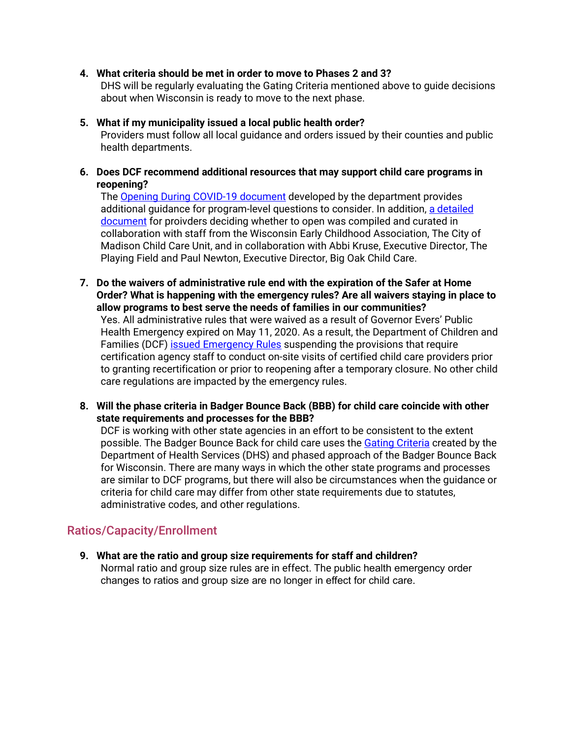4. **What criteria should be met in order to move to Phases 2 and 3?**
   DHS will be regularly evaluating the Gating Criteria mentioned above to guide decisions about when Wisconsin is ready to move to the next phase.

5. **What if my municipality issued a local public health order?**
   Providers must follow all local guidance and orders issued by their counties and public health departments.

6. **Does DCF recommend additional resources that may support child care programs in reopening?**
   The Opening During COVID-19 document developed by the department provides additional guidance for program-level questions to consider. In addition, a detailed document for proivders deciding whether to open was compiled and curated in collaboration with staff from the Wisconsin Early Childhood Association, The City of Madison Child Care Unit, and in collaboration with Abbi Kruse, Executive Director, The Playing Field and Paul Newton, Executive Director, Big Oak Child Care.

7. **Do the waivers of administrative rule end with the expiration of the Safer at Home Order? What is happening with the emergency rules? Are all waivers staying in place to allow programs to best serve the needs of families in our communities?**
   Yes. All administrative rules that were waived as a result of Governor Evers' Public Health Emergency expired on May 11, 2020. As a result, the Department of Children and Families (DCF) issued Emergency Rules suspending the provisions that require certification agency staff to conduct on-site visits of certified child care providers prior to granting recertification or prior to reopening after a temporary closure. No other child care regulations are impacted by the emergency rules.

8. **Will the phase criteria in Badger Bounce Back (BBB) for child care coincide with other state requirements and processes for the BBB?**
   DCF is working with other state agencies in an effort to be consistent to the extent possible. The Badger Bounce Back for child care uses the Gating Criteria created by the Department of Health Services (DHS) and phased approach of the Badger Bounce Back for Wisconsin. There are many ways in which the other state programs and processes are similar to DCF programs, but there will also be circumstances when the guidance or criteria for child care may differ from other state requirements due to statutes, administrative codes, and other regulations.

## Ratios/Capacity/Enrollment

9. **What are the ratio and group size requirements for staff and children?**
   Normal ratio and group size rules are in effect. The public health emergency order changes to ratios and group size are no longer in effect for child care.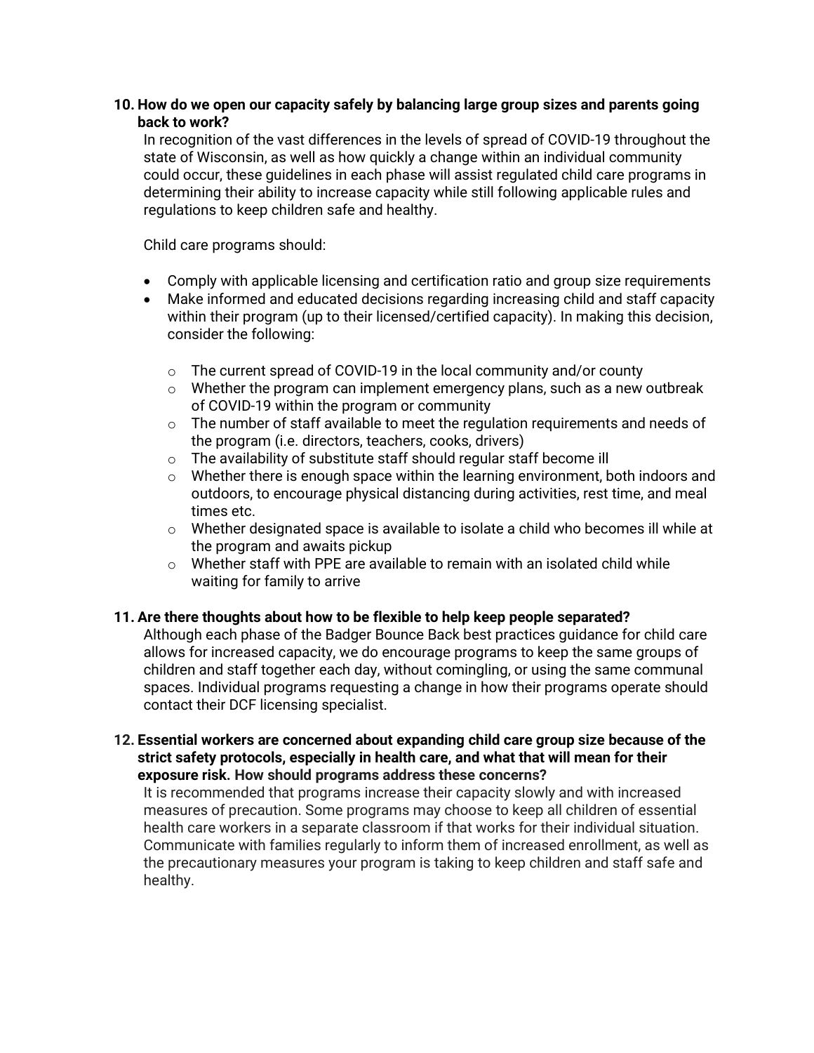10. **How do we open our capacity safely by balancing large group sizes and parents going back to work?**

    In recognition of the vast differences in the levels of spread of COVID-19 throughout the state of Wisconsin, as well as how quickly a change within an individual community could occur, these guidelines in each phase will assist regulated child care programs in determining their ability to increase capacity while still following applicable rules and regulations to keep children safe and healthy.

    Child care programs should:

    - Comply with applicable licensing and certification ratio and group size requirements
    - Make informed and educated decisions regarding increasing child and staff capacity within their program (up to their licensed/certified capacity). In making this decision, consider the following:
        - The current spread of COVID-19 in the local community and/or county
        - Whether the program can implement emergency plans, such as a new outbreak of COVID-19 within the program or community
        - The number of staff available to meet the regulation requirements and needs of the program (i.e. directors, teachers, cooks, drivers)
        - The availability of substitute staff should regular staff become ill
        - Whether there is enough space within the learning environment, both indoors and outdoors, to encourage physical distancing during activities, rest time, and meal times etc.
        - Whether designated space is available to isolate a child who becomes ill while at the program and awaits pickup
        - Whether staff with PPE are available to remain with an isolated child while waiting for family to arrive

11. **Are there thoughts about how to be flexible to help keep people separated?**

    Although each phase of the Badger Bounce Back best practices guidance for child care allows for increased capacity, we do encourage programs to keep the same groups of children and staff together each day, without comingling, or using the same communal spaces. Individual programs requesting a change in how their programs operate should contact their DCF licensing specialist.

12. **Essential workers are concerned about expanding child care group size because of the strict safety protocols, especially in health care, and what that will mean for their exposure risk. How should programs address these concerns?**

    It is recommended that programs increase their capacity slowly and with increased measures of precaution. Some programs may choose to keep all children of essential health care workers in a separate classroom if that works for their individual situation. Communicate with families regularly to inform them of increased enrollment, as well as the precautionary measures your program is taking to keep children and staff safe and healthy.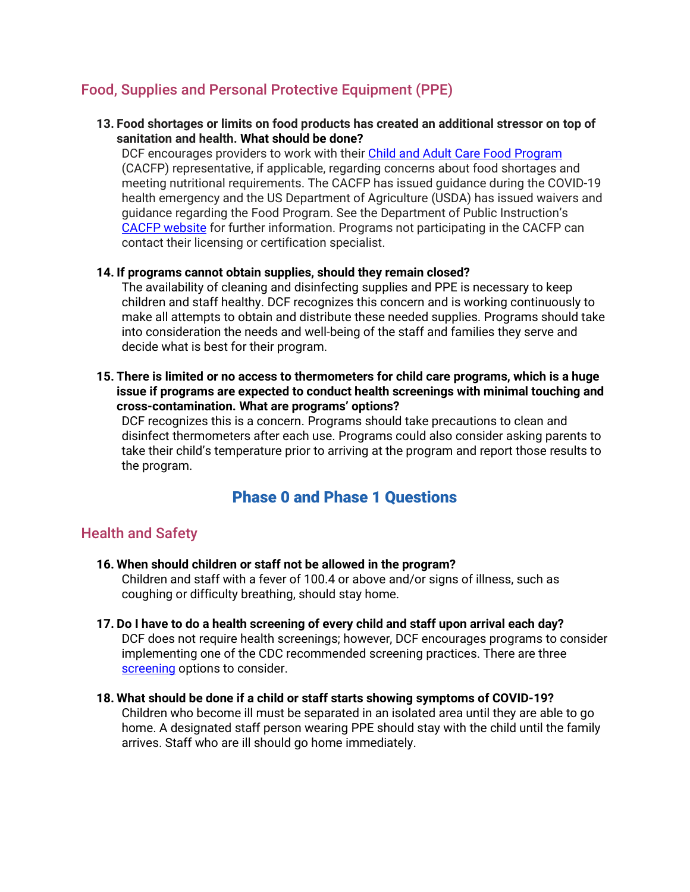## Food, Supplies and Personal Protective Equipment (PPE)

13. **Food shortages or limits on food products has created an additional stressor on top of sanitation and health. What should be done?**
    DCF encourages providers to work with their [Child and Adult Care Food Program]() (CACFP) representative, if applicable, regarding concerns about food shortages and meeting nutritional requirements. The CACFP has issued guidance during the COVID-19 health emergency and the US Department of Agriculture (USDA) has issued waivers and guidance regarding the Food Program. See the Department of Public Instruction's [CACFP website]() for further information. Programs not participating in the CACFP can contact their licensing or certification specialist.

14. **If programs cannot obtain supplies, should they remain closed?**
    The availability of cleaning and disinfecting supplies and PPE is necessary to keep children and staff healthy. DCF recognizes this concern and is working continuously to make all attempts to obtain and distribute these needed supplies. Programs should take into consideration the needs and well-being of the staff and families they serve and decide what is best for their program.

15. **There is limited or no access to thermometers for child care programs, which is a huge issue if programs are expected to conduct health screenings with minimal touching and cross-contamination. What are programs' options?**
    DCF recognizes this is a concern. Programs should take precautions to clean and disinfect thermometers after each use. Programs could also consider asking parents to take their child's temperature prior to arriving at the program and report those results to the program.

# Phase 0 and Phase 1 Questions

## Health and Safety

16. **When should children or staff not be allowed in the program?**
    Children and staff with a fever of 100.4 or above and/or signs of illness, such as coughing or difficulty breathing, should stay home.

17. **Do I have to do a health screening of every child and staff upon arrival each day?**
    DCF does not require health screenings; however, DCF encourages programs to consider implementing one of the CDC recommended screening practices. There are three [screening]() options to consider.

18. **What should be done if a child or staff starts showing symptoms of COVID-19?**
    Children who become ill must be separated in an isolated area until they are able to go home. A designated staff person wearing PPE should stay with the child until the family arrives. Staff who are ill should go home immediately.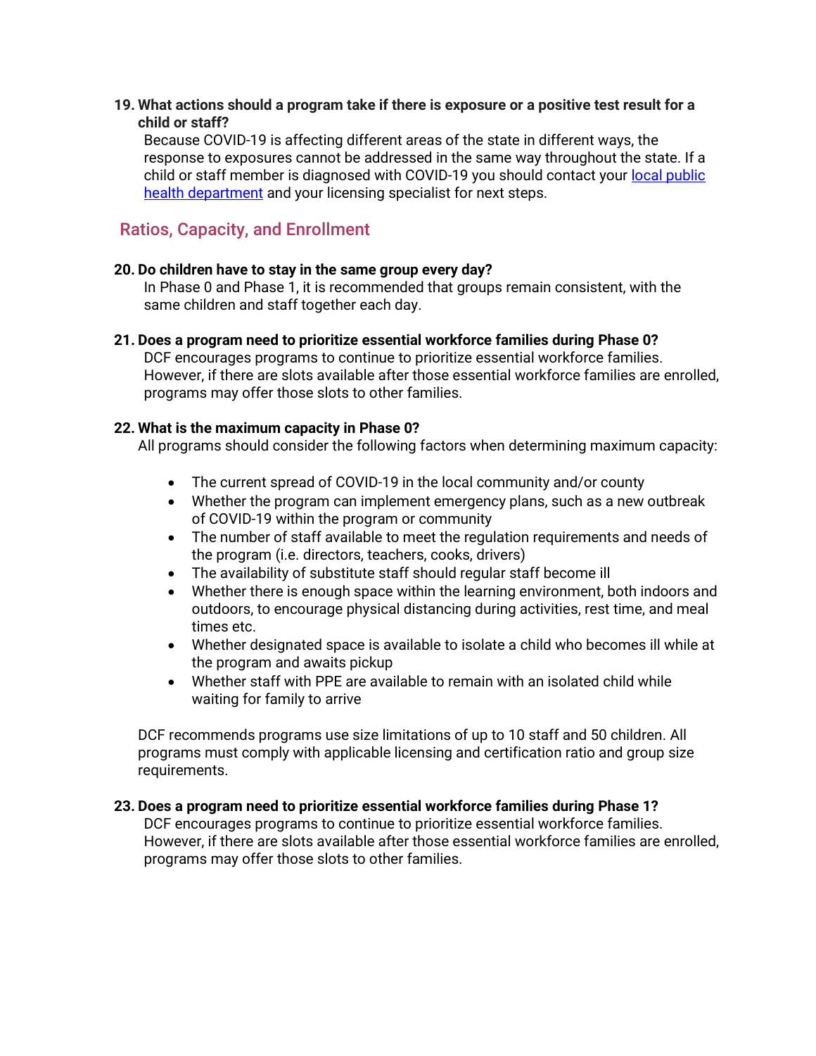**19. What actions should a program take if there is exposure or a positive test result for a child or staff?**

Because COVID-19 is affecting different areas of the state in different ways, the response to exposures cannot be addressed in the same way throughout the state. If a child or staff member is diagnosed with COVID-19 you should contact your local public health department and your licensing specialist for next steps.

## Ratios, Capacity, and Enrollment

**20. Do children have to stay in the same group every day?**

In Phase 0 and Phase 1, it is recommended that groups remain consistent, with the same children and staff together each day.

**21. Does a program need to prioritize essential workforce families during Phase 0?**

DCF encourages programs to continue to prioritize essential workforce families. However, if there are slots available after those essential workforce families are enrolled, programs may offer those slots to other families.

**22. What is the maximum capacity in Phase 0?**

All programs should consider the following factors when determining maximum capacity:

- The current spread of COVID-19 in the local community and/or county
- Whether the program can implement emergency plans, such as a new outbreak of COVID-19 within the program or community
- The number of staff available to meet the regulation requirements and needs of the program (i.e. directors, teachers, cooks, drivers)
- The availability of substitute staff should regular staff become ill
- Whether there is enough space within the learning environment, both indoors and outdoors, to encourage physical distancing during activities, rest time, and meal times etc.
- Whether designated space is available to isolate a child who becomes ill while at the program and awaits pickup
- Whether staff with PPE are available to remain with an isolated child while waiting for family to arrive

DCF recommends programs use size limitations of up to 10 staff and 50 children. All programs must comply with applicable licensing and certification ratio and group size requirements.

**23. Does a program need to prioritize essential workforce families during Phase 1?**

DCF encourages programs to continue to prioritize essential workforce families. However, if there are slots available after those essential workforce families are enrolled, programs may offer those slots to other families.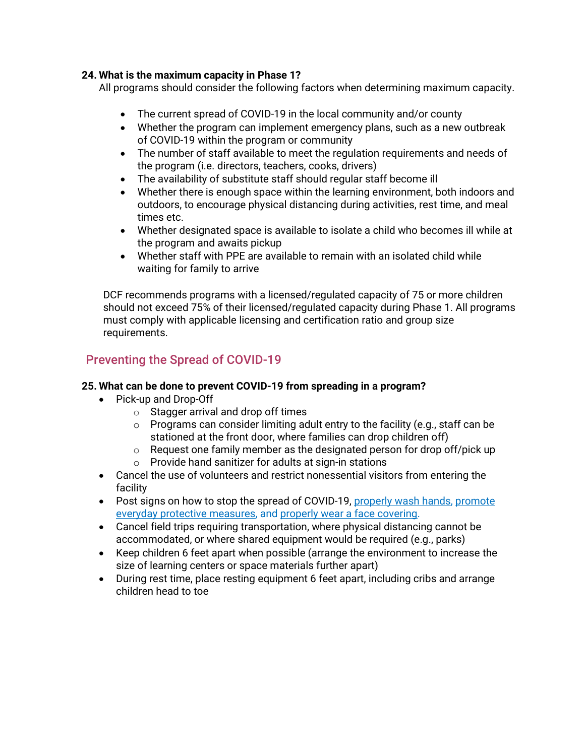**24. What is the maximum capacity in Phase 1?**

All programs should consider the following factors when determining maximum capacity.

- The current spread of COVID-19 in the local community and/or county
- Whether the program can implement emergency plans, such as a new outbreak of COVID-19 within the program or community
- The number of staff available to meet the regulation requirements and needs of the program (i.e. directors, teachers, cooks, drivers)
- The availability of substitute staff should regular staff become ill
- Whether there is enough space within the learning environment, both indoors and outdoors, to encourage physical distancing during activities, rest time, and meal times etc.
- Whether designated space is available to isolate a child who becomes ill while at the program and awaits pickup
- Whether staff with PPE are available to remain with an isolated child while waiting for family to arrive

DCF recommends programs with a licensed/regulated capacity of 75 or more children should not exceed 75% of their licensed/regulated capacity during Phase 1. All programs must comply with applicable licensing and certification ratio and group size requirements.

## Preventing the Spread of COVID-19

**25. What can be done to prevent COVID-19 from spreading in a program?**

- Pick-up and Drop-Off
  - Stagger arrival and drop off times
  - Programs can consider limiting adult entry to the facility (e.g., staff can be stationed at the front door, where families can drop children off)
  - Request one family member as the designated person for drop off/pick up
  - Provide hand sanitizer for adults at sign-in stations
- Cancel the use of volunteers and restrict nonessential visitors from entering the facility
- Post signs on how to stop the spread of COVID-19, properly wash hands, promote everyday protective measures, and properly wear a face covering.
- Cancel field trips requiring transportation, where physical distancing cannot be accommodated, or where shared equipment would be required (e.g., parks)
- Keep children 6 feet apart when possible (arrange the environment to increase the size of learning centers or space materials further apart)
- During rest time, place resting equipment 6 feet apart, including cribs and arrange children head to toe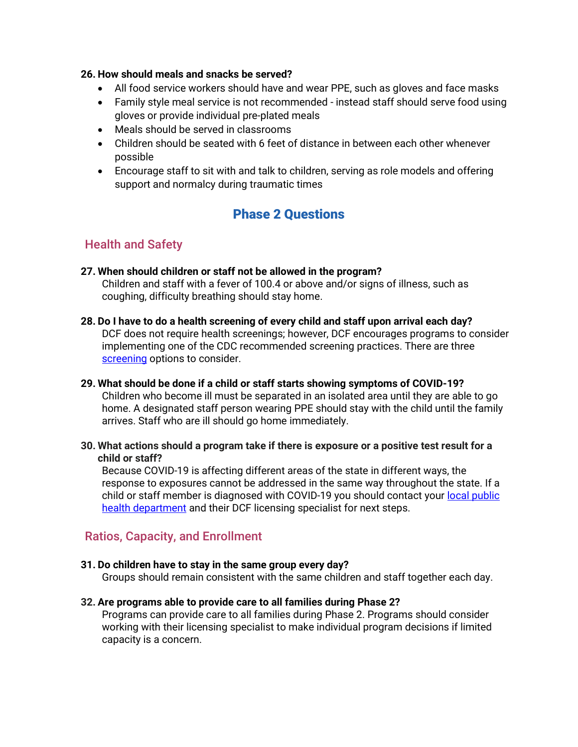**26. How should meals and snacks be served?**

- All food service workers should have and wear PPE, such as gloves and face masks
- Family style meal service is not recommended - instead staff should serve food using gloves or provide individual pre-plated meals
- Meals should be served in classrooms
- Children should be seated with 6 feet of distance in between each other whenever possible
- Encourage staff to sit with and talk to children, serving as role models and offering support and normalcy during traumatic times

# Phase 2 Questions

## Health and Safety

**27. When should children or staff not be allowed in the program?**

Children and staff with a fever of 100.4 or above and/or signs of illness, such as coughing, difficulty breathing should stay home.

**28. Do I have to do a health screening of every child and staff upon arrival each day?**

DCF does not require health screenings; however, DCF encourages programs to consider implementing one of the CDC recommended screening practices. There are three screening options to consider.

**29. What should be done if a child or staff starts showing symptoms of COVID-19?**

Children who become ill must be separated in an isolated area until they are able to go home. A designated staff person wearing PPE should stay with the child until the family arrives. Staff who are ill should go home immediately.

**30. What actions should a program take if there is exposure or a positive test result for a child or staff?**

Because COVID-19 is affecting different areas of the state in different ways, the response to exposures cannot be addressed in the same way throughout the state. If a child or staff member is diagnosed with COVID-19 you should contact your local public health department and their DCF licensing specialist for next steps.

## Ratios, Capacity, and Enrollment

**31. Do children have to stay in the same group every day?**

Groups should remain consistent with the same children and staff together each day.

**32. Are programs able to provide care to all families during Phase 2?**

Programs can provide care to all families during Phase 2. Programs should consider working with their licensing specialist to make individual program decisions if limited capacity is a concern.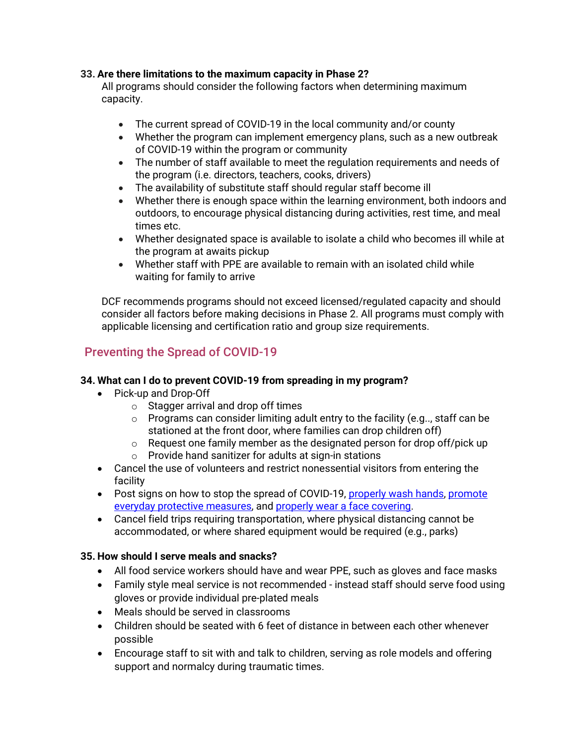**33. Are there limitations to the maximum capacity in Phase 2?**

All programs should consider the following factors when determining maximum capacity.

- The current spread of COVID-19 in the local community and/or county
- Whether the program can implement emergency plans, such as a new outbreak of COVID-19 within the program or community
- The number of staff available to meet the regulation requirements and needs of the program (i.e. directors, teachers, cooks, drivers)
- The availability of substitute staff should regular staff become ill
- Whether there is enough space within the learning environment, both indoors and outdoors, to encourage physical distancing during activities, rest time, and meal times etc.
- Whether designated space is available to isolate a child who becomes ill while at the program at awaits pickup
- Whether staff with PPE are available to remain with an isolated child while waiting for family to arrive

DCF recommends programs should not exceed licensed/regulated capacity and should consider all factors before making decisions in Phase 2. All programs must comply with applicable licensing and certification ratio and group size requirements.

## Preventing the Spread of COVID-19

**34. What can I do to prevent COVID-19 from spreading in my program?**

- Pick-up and Drop-Off
  - Stagger arrival and drop off times
  - Programs can consider limiting adult entry to the facility (e.g.., staff can be stationed at the front door, where families can drop children off)
  - Request one family member as the designated person for drop off/pick up
  - Provide hand sanitizer for adults at sign-in stations
- Cancel the use of volunteers and restrict nonessential visitors from entering the facility
- Post signs on how to stop the spread of COVID-19, properly wash hands, promote everyday protective measures, and properly wear a face covering.
- Cancel field trips requiring transportation, where physical distancing cannot be accommodated, or where shared equipment would be required (e.g., parks)

**35. How should I serve meals and snacks?**

- All food service workers should have and wear PPE, such as gloves and face masks
- Family style meal service is not recommended - instead staff should serve food using gloves or provide individual pre-plated meals
- Meals should be served in classrooms
- Children should be seated with 6 feet of distance in between each other whenever possible
- Encourage staff to sit with and talk to children, serving as role models and offering support and normalcy during traumatic times.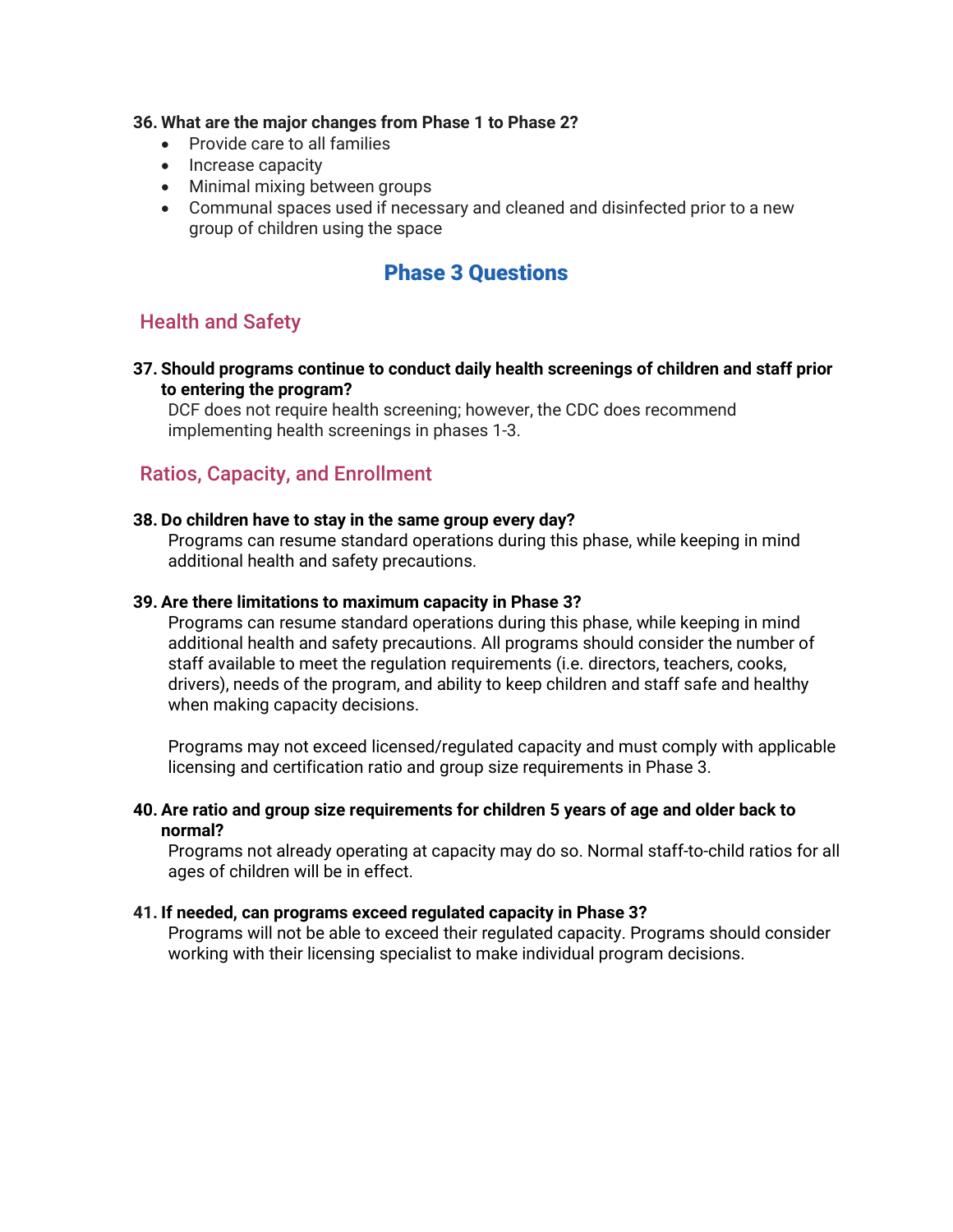**36. What are the major changes from Phase 1 to Phase 2?**

- Provide care to all families
- Increase capacity
- Minimal mixing between groups
- Communal spaces used if necessary and cleaned and disinfected prior to a new group of children using the space

## Phase 3 Questions

### Health and Safety

**37. Should programs continue to conduct daily health screenings of children and staff prior to entering the program?**

DCF does not require health screening; however, the CDC does recommend implementing health screenings in phases 1-3.

### Ratios, Capacity, and Enrollment

**38. Do children have to stay in the same group every day?**

Programs can resume standard operations during this phase, while keeping in mind additional health and safety precautions.

**39. Are there limitations to maximum capacity in Phase 3?**

Programs can resume standard operations during this phase, while keeping in mind additional health and safety precautions. All programs should consider the number of staff available to meet the regulation requirements (i.e. directors, teachers, cooks, drivers), needs of the program, and ability to keep children and staff safe and healthy when making capacity decisions.

Programs may not exceed licensed/regulated capacity and must comply with applicable licensing and certification ratio and group size requirements in Phase 3.

**40. Are ratio and group size requirements for children 5 years of age and older back to normal?**

Programs not already operating at capacity may do so. Normal staff-to-child ratios for all ages of children will be in effect.

**41. If needed, can programs exceed regulated capacity in Phase 3?**

Programs will not be able to exceed their regulated capacity. Programs should consider working with their licensing specialist to make individual program decisions.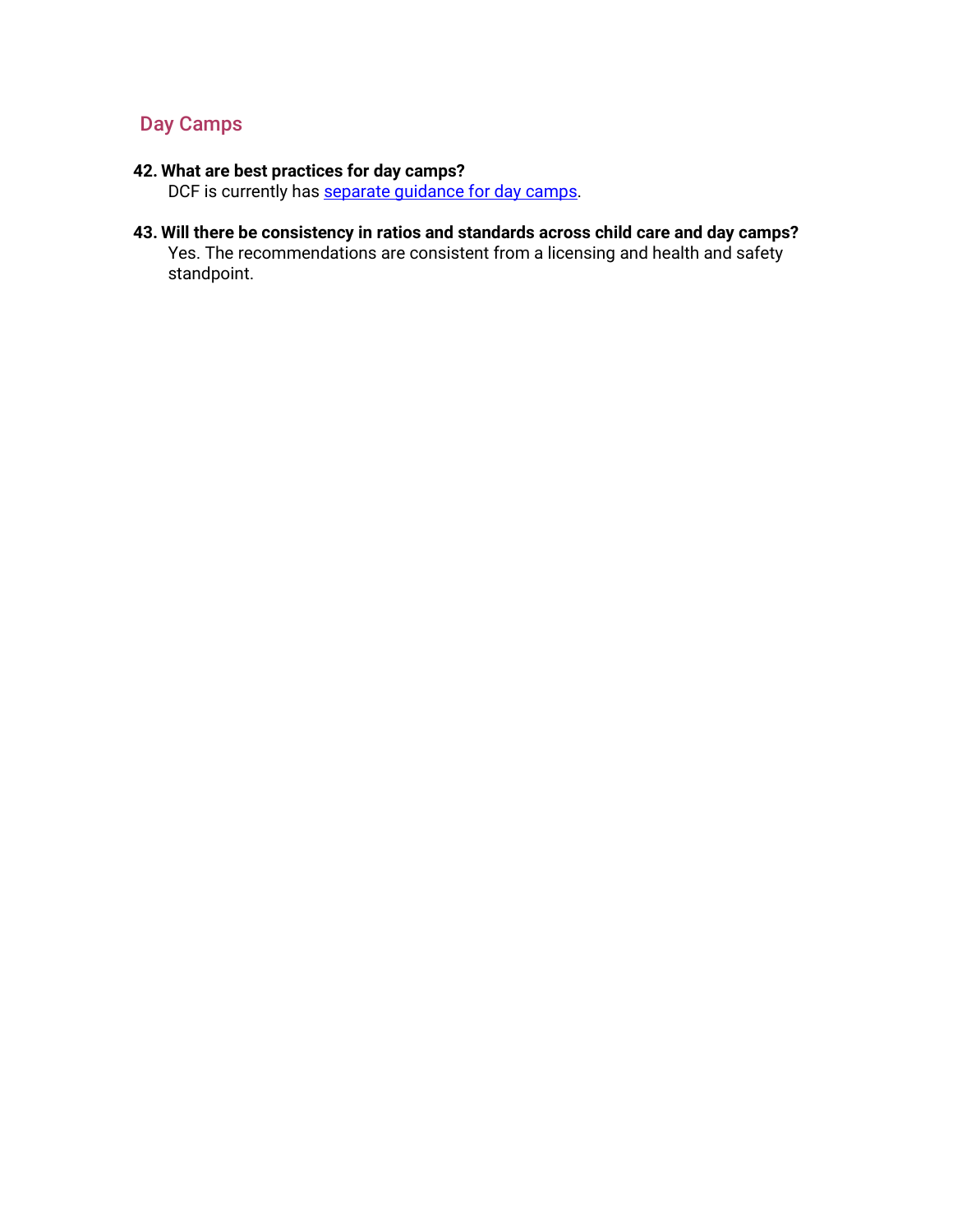## Day Camps

**42. What are best practices for day camps?**

DCF is currently has separate guidance for day camps.

**43. Will there be consistency in ratios and standards across child care and day camps?**

Yes. The recommendations are consistent from a licensing and health and safety standpoint.